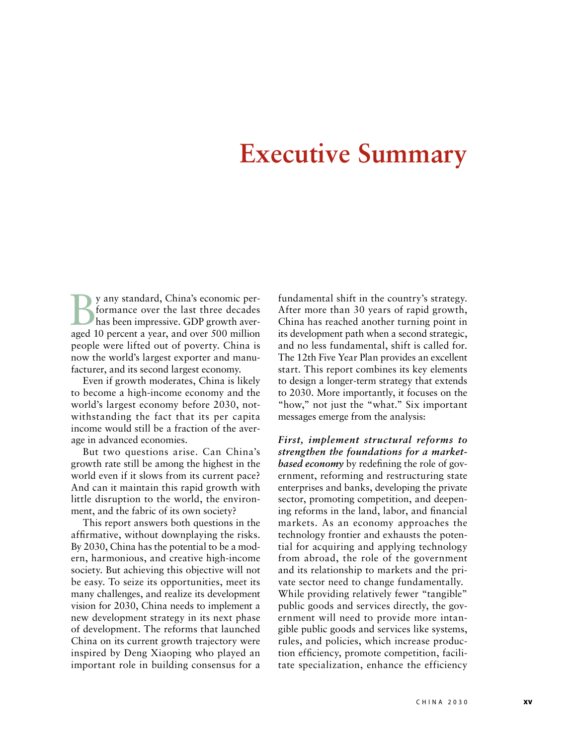# Executive Summary

By any standard, China's economic performance over the last three decades has been impressive. GDP growth averaged 10 percent a year, and over 500 million people were lifted out of poverty. China is now the world's largest exporter and manufacturer, and its second largest economy.

Even if growth moderates, China is likely to become a high-income economy and the world's largest economy before 2030, notwithstanding the fact that its per capita income would still be a fraction of the average in advanced economies.

But two questions arise. Can China's growth rate still be among the highest in the world even if it slows from its current pace? And can it maintain this rapid growth with little disruption to the world, the environment, and the fabric of its own society?

This report answers both questions in the affirmative, without downplaying the risks. By 2030, China has the potential to be a modern, harmonious, and creative high-income society. But achieving this objective will not be easy. To seize its opportunities, meet its many challenges, and realize its development vision for 2030, China needs to implement a new development strategy in its next phase of development. The reforms that launched China on its current growth trajectory were inspired by Deng Xiaoping who played an important role in building consensus for a fundamental shift in the country's strategy. After more than 30 years of rapid growth, China has reached another turning point in its development path when a second strategic, and no less fundamental, shift is called for. The 12th Five Year Plan provides an excellent start. This report combines its key elements to design a longer-term strategy that extends to 2030. More importantly, it focuses on the "how," not just the "what." Six important messages emerge from the analysis:

***First, implement structural reforms to strengthen the foundations for a market-based economy*** by redefining the role of government, reforming and restructuring state enterprises and banks, developing the private sector, promoting competition, and deepening reforms in the land, labor, and financial markets. As an economy approaches the technology frontier and exhausts the potential for acquiring and applying technology from abroad, the role of the government and its relationship to markets and the private sector need to change fundamentally. While providing relatively fewer "tangible" public goods and services directly, the government will need to provide more intangible public goods and services like systems, rules, and policies, which increase production efficiency, promote competition, facilitate specialization, enhance the efficiency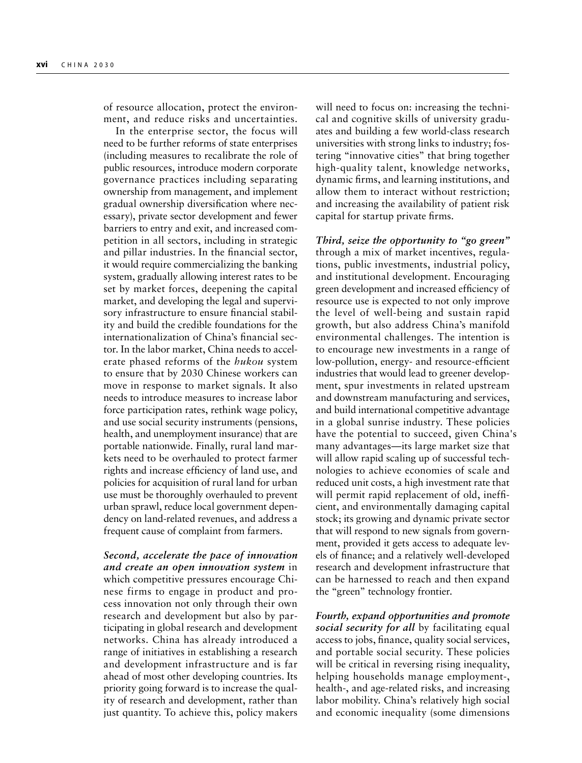of resource allocation, protect the environment, and reduce risks and uncertainties.

In the enterprise sector, the focus will need to be further reforms of state enterprises (including measures to recalibrate the role of public resources, introduce modern corporate governance practices including separating ownership from management, and implement gradual ownership diversification where necessary), private sector development and fewer barriers to entry and exit, and increased competition in all sectors, including in strategic and pillar industries. In the financial sector, it would require commercializing the banking system, gradually allowing interest rates to be set by market forces, deepening the capital market, and developing the legal and supervisory infrastructure to ensure financial stability and build the credible foundations for the internationalization of China's financial sector. In the labor market, China needs to accelerate phased reforms of the *hukou* system to ensure that by 2030 Chinese workers can move in response to market signals. It also needs to introduce measures to increase labor force participation rates, rethink wage policy, and use social security instruments (pensions, health, and unemployment insurance) that are portable nationwide. Finally, rural land markets need to be overhauled to protect farmer rights and increase efficiency of land use, and policies for acquisition of rural land for urban use must be thoroughly overhauled to prevent urban sprawl, reduce local government dependency on land-related revenues, and address a frequent cause of complaint from farmers.

***Second, accelerate the pace of innovation and create an open innovation system*** in which competitive pressures encourage Chinese firms to engage in product and process innovation not only through their own research and development but also by participating in global research and development networks. China has already introduced a range of initiatives in establishing a research and development infrastructure and is far ahead of most other developing countries. Its priority going forward is to increase the quality of research and development, rather than just quantity. To achieve this, policy makers will need to focus on: increasing the technical and cognitive skills of university graduates and building a few world-class research universities with strong links to industry; fostering "innovative cities" that bring together high-quality talent, knowledge networks, dynamic firms, and learning institutions, and allow them to interact without restriction; and increasing the availability of patient risk capital for startup private firms.

***Third, seize the opportunity to "go green"*** through a mix of market incentives, regulations, public investments, industrial policy, and institutional development. Encouraging green development and increased efficiency of resource use is expected to not only improve the level of well-being and sustain rapid growth, but also address China's manifold environmental challenges. The intention is to encourage new investments in a range of low-pollution, energy- and resource-efficient industries that would lead to greener development, spur investments in related upstream and downstream manufacturing and services, and build international competitive advantage in a global sunrise industry. These policies have the potential to succeed, given China's many advantages—its large market size that will allow rapid scaling up of successful technologies to achieve economies of scale and reduced unit costs, a high investment rate that will permit rapid replacement of old, inefficient, and environmentally damaging capital stock; its growing and dynamic private sector that will respond to new signals from government, provided it gets access to adequate levels of finance; and a relatively well-developed research and development infrastructure that can be harnessed to reach and then expand the "green" technology frontier.

***Fourth, expand opportunities and promote social security for all*** by facilitating equal access to jobs, finance, quality social services, and portable social security. These policies will be critical in reversing rising inequality, helping households manage employment-, health-, and age-related risks, and increasing labor mobility. China's relatively high social and economic inequality (some dimensions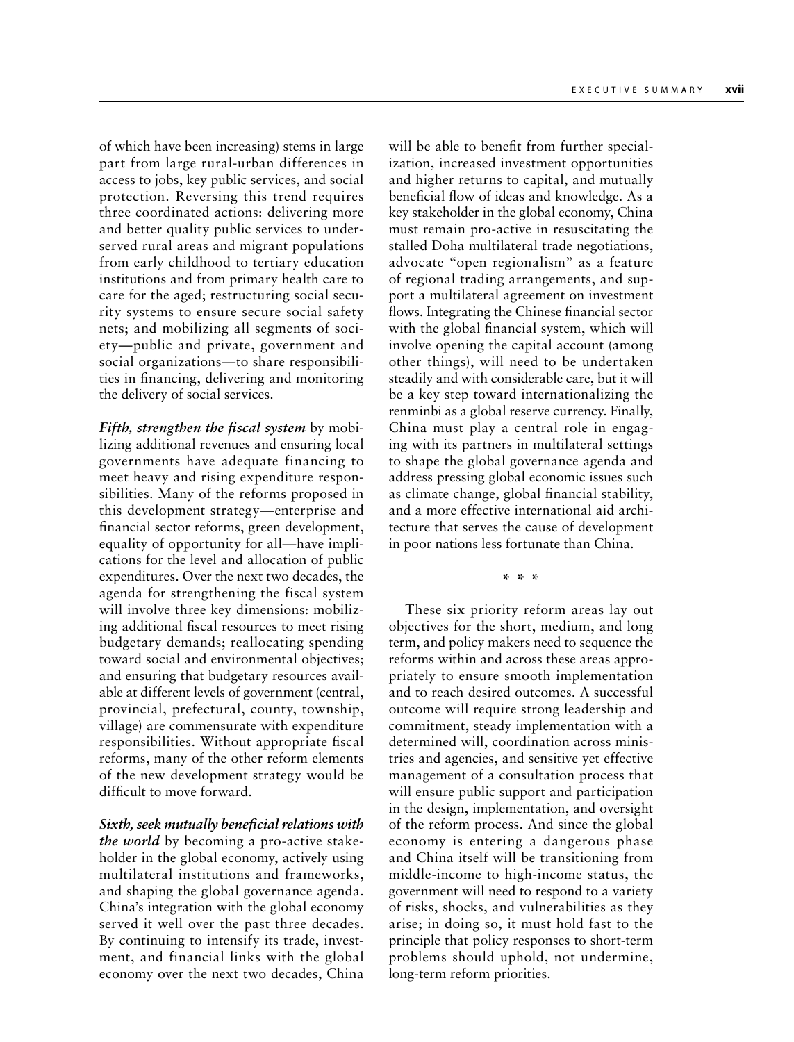of which have been increasing) stems in large part from large rural-urban differences in access to jobs, key public services, and social protection. Reversing this trend requires three coordinated actions: delivering more and better quality public services to underserved rural areas and migrant populations from early childhood to tertiary education institutions and from primary health care to care for the aged; restructuring social security systems to ensure secure social safety nets; and mobilizing all segments of society—public and private, government and social organizations—to share responsibilities in financing, delivering and monitoring the delivery of social services.

***Fifth, strengthen the fiscal system*** by mobilizing additional revenues and ensuring local governments have adequate financing to meet heavy and rising expenditure responsibilities. Many of the reforms proposed in this development strategy—enterprise and financial sector reforms, green development, equality of opportunity for all—have implications for the level and allocation of public expenditures. Over the next two decades, the agenda for strengthening the fiscal system will involve three key dimensions: mobilizing additional fiscal resources to meet rising budgetary demands; reallocating spending toward social and environmental objectives; and ensuring that budgetary resources available at different levels of government (central, provincial, prefectural, county, township, village) are commensurate with expenditure responsibilities. Without appropriate fiscal reforms, many of the other reform elements of the new development strategy would be difficult to move forward.

***Sixth, seek mutually beneficial relations with the world*** by becoming a pro-active stakeholder in the global economy, actively using multilateral institutions and frameworks, and shaping the global governance agenda. China's integration with the global economy served it well over the past three decades. By continuing to intensify its trade, investment, and financial links with the global economy over the next two decades, China will be able to benefit from further specialization, increased investment opportunities and higher returns to capital, and mutually beneficial flow of ideas and knowledge. As a key stakeholder in the global economy, China must remain pro-active in resuscitating the stalled Doha multilateral trade negotiations, advocate "open regionalism" as a feature of regional trading arrangements, and support a multilateral agreement on investment flows. Integrating the Chinese financial sector with the global financial system, which will involve opening the capital account (among other things), will need to be undertaken steadily and with considerable care, but it will be a key step toward internationalizing the renminbi as a global reserve currency. Finally, China must play a central role in engaging with its partners in multilateral settings to shape the global governance agenda and address pressing global economic issues such as climate change, global financial stability, and a more effective international aid architecture that serves the cause of development in poor nations less fortunate than China.

* * *

These six priority reform areas lay out objectives for the short, medium, and long term, and policy makers need to sequence the reforms within and across these areas appropriately to ensure smooth implementation and to reach desired outcomes. A successful outcome will require strong leadership and commitment, steady implementation with a determined will, coordination across ministries and agencies, and sensitive yet effective management of a consultation process that will ensure public support and participation in the design, implementation, and oversight of the reform process. And since the global economy is entering a dangerous phase and China itself will be transitioning from middle-income to high-income status, the government will need to respond to a variety of risks, shocks, and vulnerabilities as they arise; in doing so, it must hold fast to the principle that policy responses to short-term problems should uphold, not undermine, long-term reform priorities.